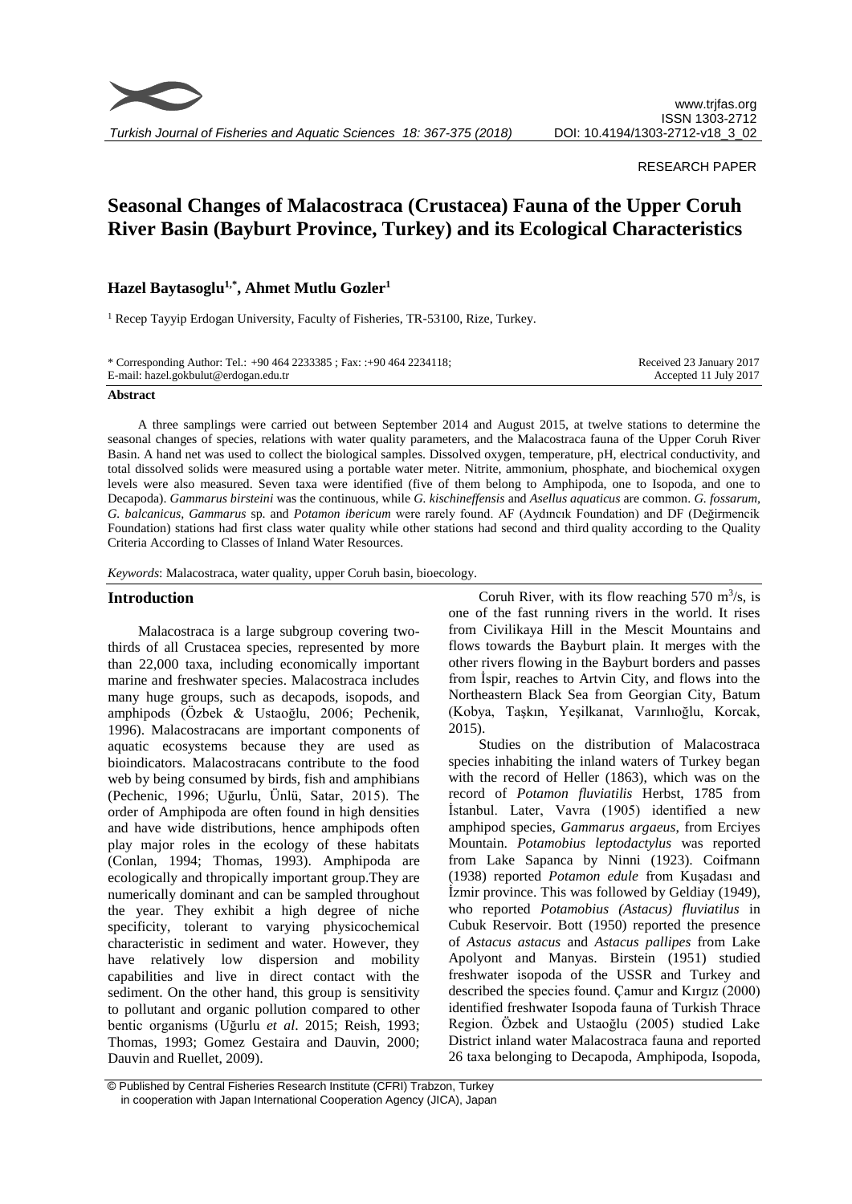RESEARCH PAPER

# Seasonal Changes of Malacostraca (Crustacea) Fauna of the Upper Coruh River Basin (Bayburt Province, Turkey) and its Ecological Characteristics

**Hazel Baytasoglu[1,*], Ahmet Mutlu Gozler[1]**

[1] Recep Tayyip Erdogan University, Faculty of Fisheries, TR-53100, Rize, Turkey.

\* Corresponding Author: Tel.: +90 464 2233385 ; Fax: :+90 464 2234118;
E-mail: hazel.gokbulut@erdogan.edu.tr

Received 23 January 2017
Accepted 11 July 2017

**Abstract**

A three samplings were carried out between September 2014 and August 2015, at twelve stations to determine the seasonal changes of species, relations with water quality parameters, and the Malacostraca fauna of the Upper Coruh River Basin. A hand net was used to collect the biological samples. Dissolved oxygen, temperature, pH, electrical conductivity, and total dissolved solids were measured using a portable water meter. Nitrite, ammonium, phosphate, and biochemical oxygen levels were also measured. Seven taxa were identified (five of them belong to Amphipoda, one to Isopoda, and one to Decapoda). *Gammarus birsteini* was the continuous, while *G. kischineffensis* and *Asellus aquaticus* are common. *G. fossarum*, *G. balcanicus*, *Gammarus* sp. and *Potamon ibericum* were rarely found. AF (Aydıncık Foundation) and DF (Değirmencik Foundation) stations had first class water quality while other stations had second and third quality according to the Quality Criteria According to Classes of Inland Water Resources.

*Keywords*: Malacostraca, water quality, upper Coruh basin, bioecology.

## Introduction

Malacostraca is a large subgroup covering two-thirds of all Crustacea species, represented by more than 22,000 taxa, including economically important marine and freshwater species. Malacostraca includes many huge groups, such as decapods, isopods, and amphipods (Özbek & Ustaoğlu, 2006; Pechenik, 1996). Malacostracans are important components of aquatic ecosystems because they are used as bioindicators. Malacostracans contribute to the food web by being consumed by birds, fish and amphibians (Pechenic, 1996; Uğurlu, Ünlü, Satar, 2015). The order of Amphipoda are often found in high densities and have wide distributions, hence amphipods often play major roles in the ecology of these habitats (Conlan, 1994; Thomas, 1993). Amphipoda are ecologically and thropically important group.They are numerically dominant and can be sampled throughout the year. They exhibit a high degree of niche specificity, tolerant to varying physicochemical characteristic in sediment and water. However, they have relatively low dispersion and mobility capabilities and live in direct contact with the sediment. On the other hand, this group is sensitivity to pollutant and organic pollution compared to other bentic organisms (Uğurlu *et al*. 2015; Reish, 1993; Thomas, 1993; Gomez Gestaira and Dauvin, 2000; Dauvin and Ruellet, 2009).

Coruh River, with its flow reaching 570 $m^3/s$, is one of the fast running rivers in the world. It rises from Civilikaya Hill in the Mescit Mountains and flows towards the Bayburt plain. It merges with the other rivers flowing in the Bayburt borders and passes from İspir, reaches to Artvin City, and flows into the Northeastern Black Sea from Georgian City, Batum (Kobya, Taşkın, Yeşilkanat, Varınlıoğlu, Korcak, 2015).

Studies on the distribution of Malacostraca species inhabiting the inland waters of Turkey began with the record of Heller (1863), which was on the record of *Potamon fluviatilis* Herbst, 1785 from İstanbul. Later, Vavra (1905) identified a new amphipod species, *Gammarus argaeus*, from Erciyes Mountain. *Potamobius leptodactylus* was reported from Lake Sapanca by Ninni (1923). Coifmann (1938) reported *Potamon edule* from Kuşadası and İzmir province. This was followed by Geldiay (1949), who reported *Potamobius (Astacus) fluviatilus* in Cubuk Reservoir. Bott (1950) reported the presence of *Astacus astacus* and *Astacus pallipes* from Lake Apolyont and Manyas. Birstein (1951) studied freshwater isopoda of the USSR and Turkey and described the species found. Çamur and Kırgız (2000) identified freshwater Isopoda fauna of Turkish Thrace Region. Özbek and Ustaoğlu (2005) studied Lake District inland water Malacostraca fauna and reported 26 taxa belonging to Decapoda, Amphipoda, Isopoda,

© Published by Central Fisheries Research Institute (CFRI) Trabzon, Turkey in cooperation with Japan International Cooperation Agency (JICA), Japan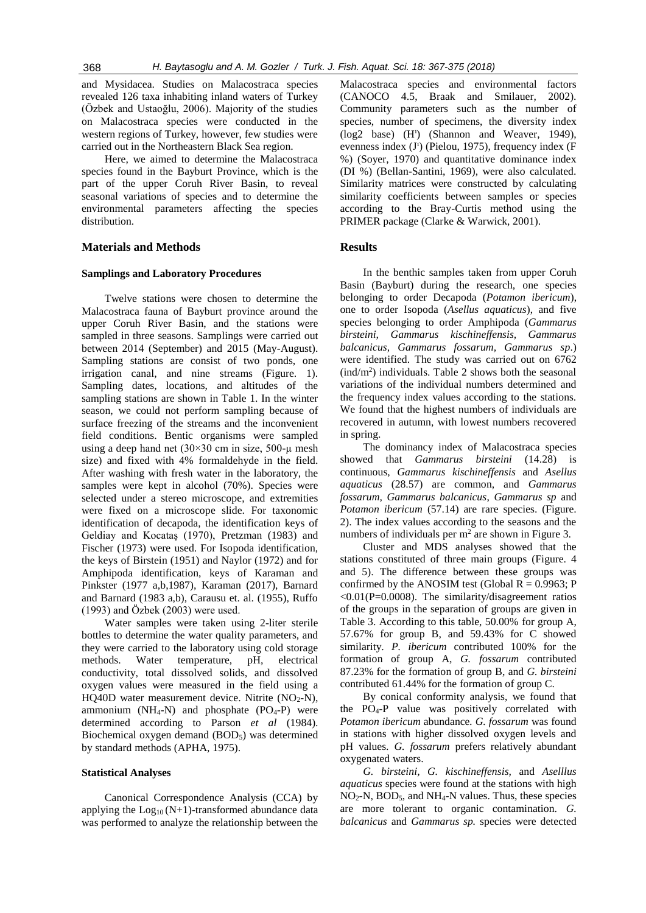and Mysidacea. Studies on Malacostraca species revealed 126 taxa inhabiting inland waters of Turkey (Özbek and Ustaoğlu, 2006). Majority of the studies on Malacostraca species were conducted in the western regions of Turkey, however, few studies were carried out in the Northeastern Black Sea region.

Here, we aimed to determine the Malacostraca species found in the Bayburt Province, which is the part of the upper Coruh River Basin, to reveal seasonal variations of species and to determine the environmental parameters affecting the species distribution.

## Materials and Methods

### Samplings and Laboratory Procedures

Twelve stations were chosen to determine the Malacostraca fauna of Bayburt province around the upper Coruh River Basin, and the stations were sampled in three seasons. Samplings were carried out between 2014 (September) and 2015 (May-August). Sampling stations are consist of two ponds, one irrigation canal, and nine streams (Figure. 1). Sampling dates, locations, and altitudes of the sampling stations are shown in Table 1. In the winter season, we could not perform sampling because of surface freezing of the streams and the inconvenient field conditions. Bentic organisms were sampled using a deep hand net (30×30 cm in size, 500-μ mesh size) and fixed with 4% formaldehyde in the field. After washing with fresh water in the laboratory, the samples were kept in alcohol (70%). Species were selected under a stereo microscope, and extremities were fixed on a microscope slide. For taxonomic identification of decapoda, the identification keys of Geldiay and Kocataş (1970), Pretzman (1983) and Fischer (1973) were used. For Isopoda identification, the keys of Birstein (1951) and Naylor (1972) and for Amphipoda identification, keys of Karaman and Pinkster (1977 a,b,1987), Karaman (2017), Barnard and Barnard (1983 a,b), Carausu et. al. (1955), Ruffo (1993) and Özbek (2003) were used.

Water samples were taken using 2-liter sterile bottles to determine the water quality parameters, and they were carried to the laboratory using cold storage methods. Water temperature, pH, electrical conductivity, total dissolved solids, and dissolved oxygen values were measured in the field using a HQ40D water measurement device. Nitrite ($NO_2$-N), ammonium ($NH_4$-N) and phosphate ($PO_4$-P) were determined according to Parson *et al* (1984). Biochemical oxygen demand ($BOD_5$) was determined by standard methods (APHA, 1975).

### Statistical Analyses

Canonical Correspondence Analysis (CCA) by applying the $Log_{10}(N+1)$-transformed abundance data was performed to analyze the relationship between the Malacostraca species and environmental factors (CANOCO 4.5, Braak and Smilauer, 2002). Community parameters such as the number of species, number of specimens, the diversity index (log2 base) (H') (Shannon and Weaver, 1949), evenness index (J') (Pielou, 1975), frequency index (F %) (Soyer, 1970) and quantitative dominance index (DI %) (Bellan-Santini, 1969), were also calculated. Similarity matrices were constructed by calculating similarity coefficients between samples or species according to the Bray-Curtis method using the PRIMER package (Clarke & Warwick, 2001).

## Results

In the benthic samples taken from upper Coruh Basin (Bayburt) during the research, one species belonging to order Decapoda (*Potamon ibericum*), one to order Isopoda (*Asellus aquaticus*), and five species belonging to order Amphipoda (*Gammarus birsteini, Gammarus kischineffensis, Gammarus balcanicus, Gammarus fossarum, Gammarus sp*.) were identified. The study was carried out on 6762 (ind/$m^2$) individuals. Table 2 shows both the seasonal variations of the individual numbers determined and the frequency index values according to the stations. We found that the highest numbers of individuals are recovered in autumn, with lowest numbers recovered in spring.

The dominancy index of Malacostraca species showed that *Gammarus birsteini* (14.28) is continuous, *Gammarus kischineffensis* and *Asellus aquaticus* (28.57) are common, and *Gammarus fossarum, Gammarus balcanicus, Gammarus sp* and *Potamon ibericum* (57.14) are rare species. (Figure. 2). The index values according to the seasons and the numbers of individuals per $m^2$ are shown in Figure 3.

Cluster and MDS analyses showed that the stations constituted of three main groups (Figure. 4 and 5). The difference between these groups was confirmed by the ANOSIM test (Global $R = 0.9963$; $P < 0.01 (P=0.0008)$. The similarity/disagreement ratios of the groups in the separation of groups are given in Table 3. According to this table, 50.00% for group A, 57.67% for group B, and 59.43% for C showed similarity. *P. ibericum* contributed 100% for the formation of group A, *G. fossarum* contributed 87.23% for the formation of group B, and *G. birsteini* contributed 61.44% for the formation of group C.

By conical conformity analysis, we found that the $PO_4$-P value was positively correlated with *Potamon ibericum* abundance. *G. fossarum* was found in stations with higher dissolved oxygen levels and pH values. *G. fossarum* prefers relatively abundant oxygenated waters.

*G. birsteini*, *G. kischineffensis*, and *Aselllus aquaticus* species were found at the stations with high $NO_2$-N, $BOD_5$, and $NH_4$-N values. Thus, these species are more tolerant to organic contamination. *G. balcanicus* and *Gammarus sp.* species were detected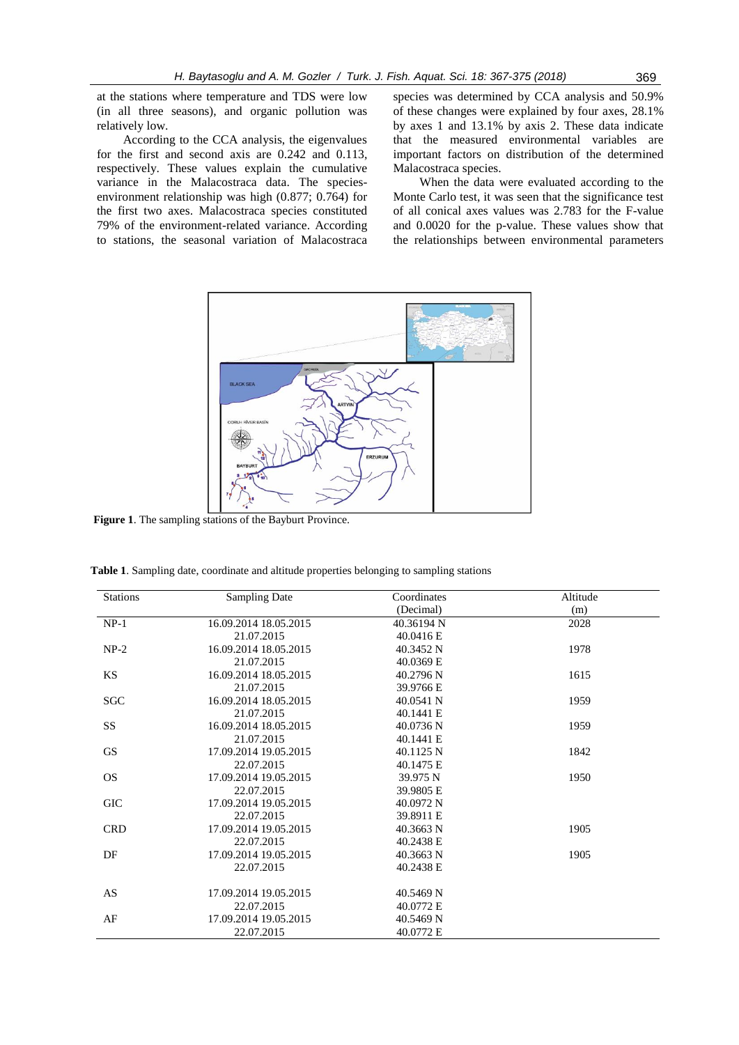at the stations where temperature and TDS were low (in all three seasons), and organic pollution was relatively low.

According to the CCA analysis, the eigenvalues for the first and second axis are 0.242 and 0.113, respectively. These values explain the cumulative variance in the Malacostraca data. The species-environment relationship was high (0.877; 0.764) for the first two axes. Malacostraca species constituted 79% of the environment-related variance. According to stations, the seasonal variation of Malacostraca species was determined by CCA analysis and 50.9% of these changes were explained by four axes, 28.1% by axes 1 and 13.1% by axis 2. These data indicate that the measured environmental variables are important factors on distribution of the determined Malacostraca species.

When the data were evaluated according to the Monte Carlo test, it was seen that the significance test of all conical axes values was 2.783 for the F-value and 0.0020 for the p-value. These values show that the relationships between environmental parameters

**Figure 1**. The sampling stations of the Bayburt Province.

**Table 1**. Sampling date, coordinate and altitude properties belonging to sampling stations

| Stations | Sampling Date | Coordinates (Decimal) | Altitude (m) |
|---|---|---|---|
| NP-1 | 16.09.2014 18.05.2015 21.07.2015 | 40.36194 N 40.0416 E | 2028 |
| NP-2 | 16.09.2014 18.05.2015 21.07.2015 | 40.3452 N 40.0369 E | 1978 |
| KS | 16.09.2014 18.05.2015 21.07.2015 | 40.2796 N 39.9766 E | 1615 |
| SGC | 16.09.2014 18.05.2015 21.07.2015 | 40.0541 N 40.1441 E | 1959 |
| SS | 16.09.2014 18.05.2015 21.07.2015 | 40.0736 N 40.1441 E | 1959 |
| GS | 17.09.2014 19.05.2015 22.07.2015 | 40.1125 N 40.1475 E | 1842 |
| OS | 17.09.2014 19.05.2015 22.07.2015 | 39.975 N 39.9805 E | 1950 |
| GIC | 17.09.2014 19.05.2015 22.07.2015 | 40.0972 N 39.8911 E | |
| CRD | 17.09.2014 19.05.2015 22.07.2015 | 40.3663 N 40.2438 E | 1905 |
| DF | 17.09.2014 19.05.2015 22.07.2015 | 40.3663 N 40.2438 E | 1905 |
| AS | 17.09.2014 19.05.2015 22.07.2015 | 40.5469 N 40.0772 E | |
| AF | 17.09.2014 19.05.2015 22.07.2015 | 40.5469 N 40.0772 E | |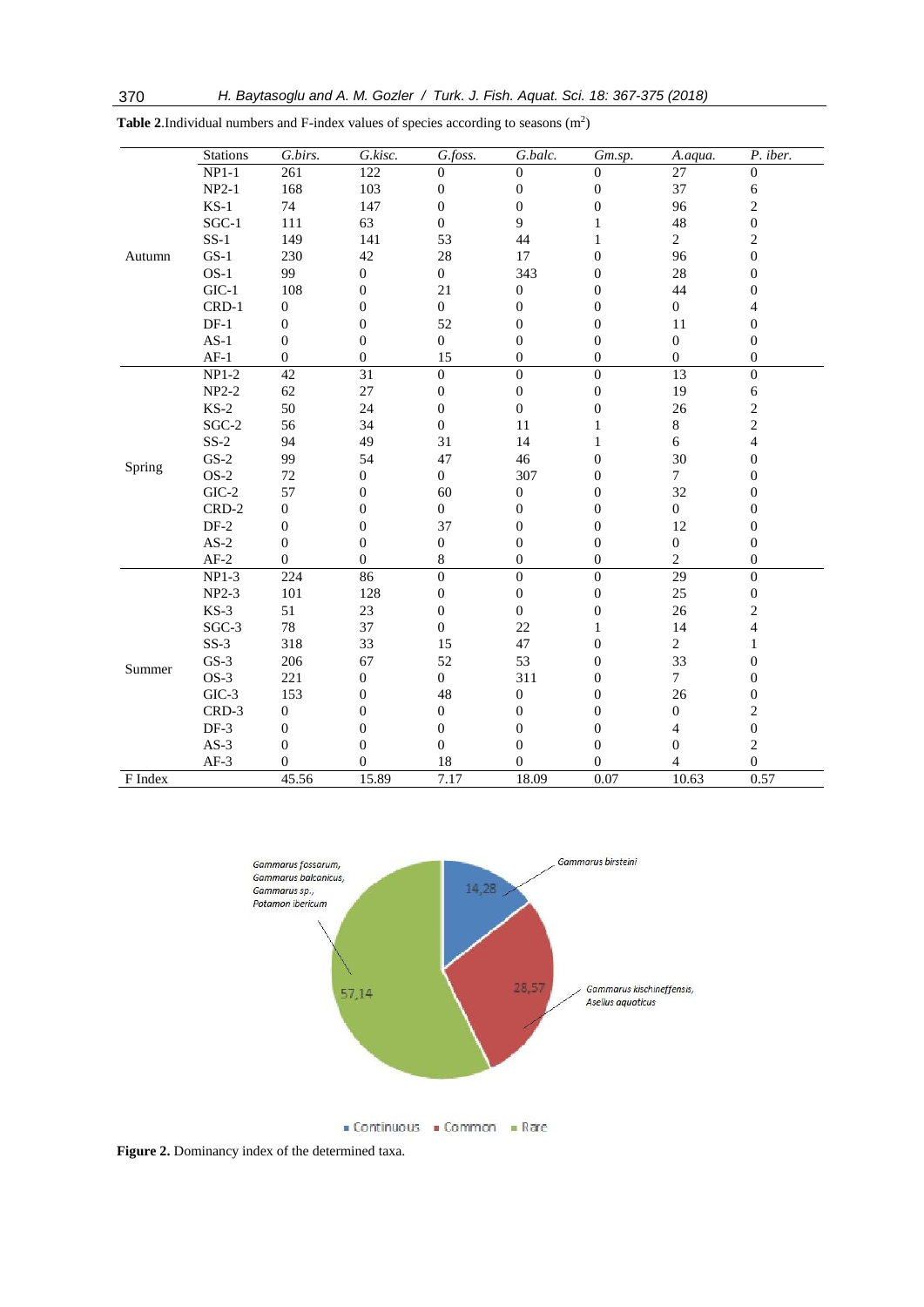**Table 2.** Individual numbers and F-index values of species according to seasons ($m^2$)

| | Stations | *G.birs.* | *G.kisc.* | *G.foss.* | *G.balc.* | *Gm.sp.* | *A.aqua.* | *P. iber.* |
|---|---|---|---|---|---|---|---|---|
| Autumn | NP1-1 | 261 | 122 | 0 | 0 | 0 | 27 | 0 |
| | NP2-1 | 168 | 103 | 0 | 0 | 0 | 37 | 6 |
| | KS-1 | 74 | 147 | 0 | 0 | 0 | 96 | 2 |
| | SGC-1 | 111 | 63 | 0 | 9 | 1 | 48 | 0 |
| | SS-1 | 149 | 141 | 53 | 44 | 1 | 2 | 2 |
| | GS-1 | 230 | 42 | 28 | 17 | 0 | 96 | 0 |
| | OS-1 | 99 | 0 | 0 | 343 | 0 | 28 | 0 |
| | GIC-1 | 108 | 0 | 21 | 0 | 0 | 44 | 0 |
| | CRD-1 | 0 | 0 | 0 | 0 | 0 | 0 | 4 |
| | DF-1 | 0 | 0 | 52 | 0 | 0 | 11 | 0 |
| | AS-1 | 0 | 0 | 0 | 0 | 0 | 0 | 0 |
| | AF-1 | 0 | 0 | 15 | 0 | 0 | 0 | 0 |
| Spring | NP1-2 | 42 | 31 | 0 | 0 | 0 | 13 | 0 |
| | NP2-2 | 62 | 27 | 0 | 0 | 0 | 19 | 6 |
| | KS-2 | 50 | 24 | 0 | 0 | 0 | 26 | 2 |
| | SGC-2 | 56 | 34 | 0 | 11 | 1 | 8 | 2 |
| | SS-2 | 94 | 49 | 31 | 14 | 1 | 6 | 4 |
| | GS-2 | 99 | 54 | 47 | 46 | 0 | 30 | 0 |
| | OS-2 | 72 | 0 | 0 | 307 | 0 | 7 | 0 |
| | GIC-2 | 57 | 0 | 60 | 0 | 0 | 32 | 0 |
| | CRD-2 | 0 | 0 | 0 | 0 | 0 | 0 | 0 |
| | DF-2 | 0 | 0 | 37 | 0 | 0 | 12 | 0 |
| | AS-2 | 0 | 0 | 0 | 0 | 0 | 0 | 0 |
| | AF-2 | 0 | 0 | 8 | 0 | 0 | 2 | 0 |
| Summer | NP1-3 | 224 | 86 | 0 | 0 | 0 | 29 | 0 |
| | NP2-3 | 101 | 128 | 0 | 0 | 0 | 25 | 0 |
| | KS-3 | 51 | 23 | 0 | 0 | 0 | 26 | 2 |
| | SGC-3 | 78 | 37 | 0 | 22 | 1 | 14 | 4 |
| | SS-3 | 318 | 33 | 15 | 47 | 0 | 2 | 1 |
| | GS-3 | 206 | 67 | 52 | 53 | 0 | 33 | 0 |
| | OS-3 | 221 | 0 | 0 | 311 | 0 | 7 | 0 |
| | GIC-3 | 153 | 0 | 48 | 0 | 0 | 26 | 0 |
| | CRD-3 | 0 | 0 | 0 | 0 | 0 | 0 | 2 |
| | DF-3 | 0 | 0 | 0 | 0 | 0 | 4 | 0 |
| | AS-3 | 0 | 0 | 0 | 0 | 0 | 0 | 2 |
| | AF-3 | 0 | 0 | 18 | 0 | 0 | 4 | 0 |
| F Index | | 45.56 | 15.89 | 7.17 | 18.09 | 0.07 | 10.63 | 0.57 |

**Figure 2.** Dominancy index of the determined taxa.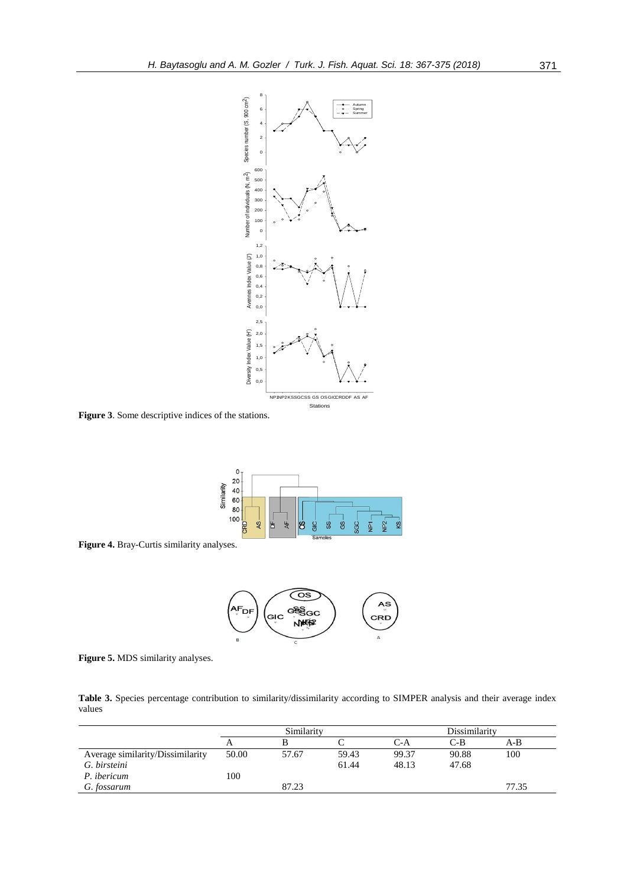**Figure 3**. Some descriptive indices of the stations.

**Figure 4.** Bray-Curtis similarity analyses.

**Figure 5.** MDS similarity analyses.

**Table 3.** Species percentage contribution to similarity/dissimilarity according to SIMPER analysis and their average index values

| | Similarity | | | Dissimilarity | | |
|---|---|---|---|---|---|---|
| | A | B | C | C-A | C-B | A-B |
| Average similarity/Dissimilarity | 50.00 | 57.67 | 59.43 | 99.37 | 90.88 | 100 |
| *G. birsteini* | | | 61.44 | 48.13 | 47.68 | |
| *P. ibericum* | 100 | | | | | |
| *G. fossarum* | | 87.23 | | | | 77.35 |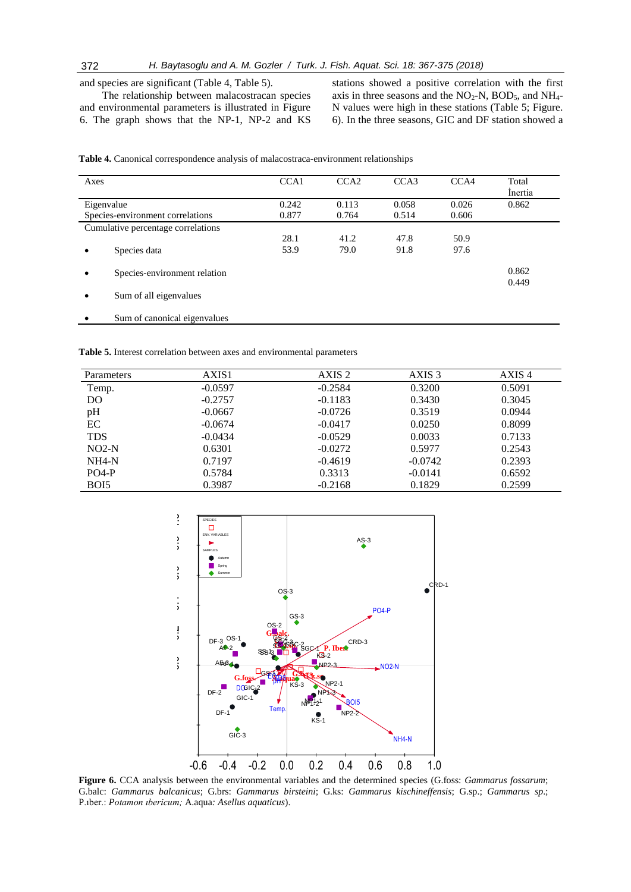and species are significant (Table 4, Table 5).

The relationship between malacostracan species and environmental parameters is illustrated in Figure 6. The graph shows that the NP-1, NP-2 and KS stations showed a positive correlation with the first axis in three seasons and the $NO_2$-N, $BOD_5$, and $NH_4$-N values were high in these stations (Table 5; Figure. 6). In the three seasons, GIC and DF station showed a

**Table 4.** Canonical correspondence analysis of malacostraca-environment relationships

| Axes | CCA1 | CCA2 | CCA3 | CCA4 | Total İnertia |
|---|---|---|---|---|---|
| Eigenvalue | 0.242 | 0.113 | 0.058 | 0.026 | 0.862 |
| Species-environment correlations | 0.877 | 0.764 | 0.514 | 0.606 | |
| Cumulative percentage correlations | | | | | |
| • Species data | 28.1 | 41.2 | 47.8 | 50.9 | |
| • Species-environment relation | 53.9 | 79.0 | 91.8 | 97.6 | |
| • Sum of all eigenvalues | | | | | 0.862 |
| • Sum of canonical eigenvalues | | | | | 0.449 |

**Table 5.** Interest correlation between axes and environmental parameters

| Parameters | AXIS1 | AXIS 2 | AXIS 3 | AXIS 4 |
|---|---|---|---|---|
| Temp. | -0.0597 | -0.2584 | 0.3200 | 0.5091 |
| DO | -0.2757 | -0.1183 | 0.3430 | 0.3045 |
| pH | -0.0667 | -0.0726 | 0.3519 | 0.0944 |
| EC | -0.0674 | -0.0417 | 0.0250 | 0.8099 |
| TDS | -0.0434 | -0.0529 | 0.0033 | 0.7133 |
| NO2-N | 0.6301 | -0.0272 | 0.5977 | 0.2543 |
| NH4-N | 0.7197 | -0.4619 | -0.0742 | 0.2393 |
| PO4-P | 0.5784 | 0.3313 | -0.0141 | 0.6592 |
| BOI5 | 0.3987 | -0.2168 | 0.1829 | 0.2599 |

**Figure 6.** CCA analysis between the environmental variables and the determined species (G.foss: *Gammarus fossarum*; G.balc: *Gammarus balcanicus*; G.brs: *Gammarus birsteini*; G.ks: *Gammarus kischineffensis*; G.sp.; *Gammarus sp.*; P.ıber.: *Potamon ıbericum;* A.aqua*: Asellus aquaticus*).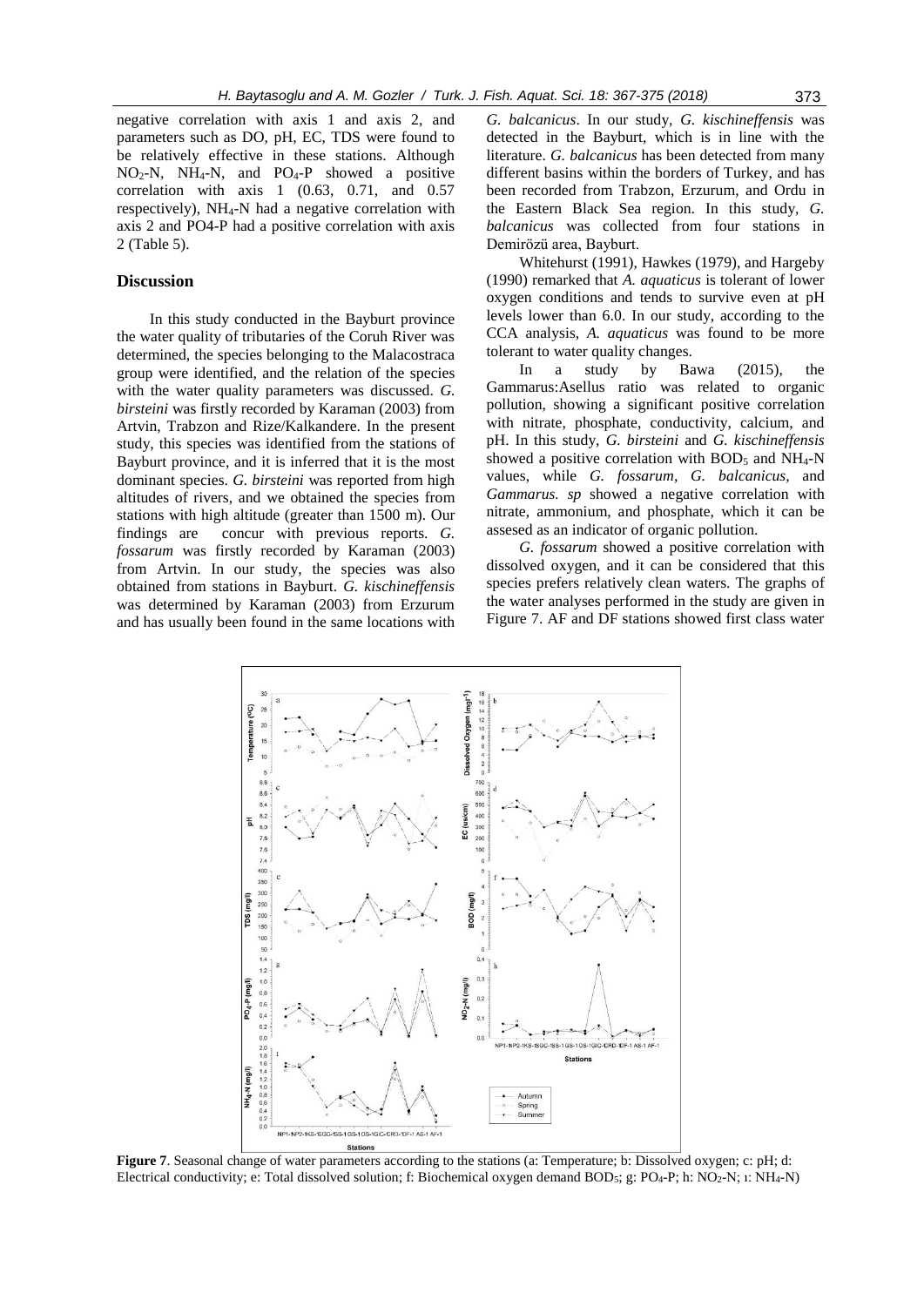negative correlation with axis 1 and axis 2, and parameters such as DO, pH, EC, TDS were found to be relatively effective in these stations. Although $NO_2$-N, $NH_4$-N, and $PO_4$-P showed a positive correlation with axis 1 (0.63, 0.71, and 0.57 respectively), $NH_4$-N had a negative correlation with axis 2 and PO4-P had a positive correlation with axis 2 (Table 5).

## Discussion

In this study conducted in the Bayburt province the water quality of tributaries of the Coruh River was determined, the species belonging to the Malacostraca group were identified, and the relation of the species with the water quality parameters was discussed. *G. birsteini* was firstly recorded by Karaman (2003) from Artvin, Trabzon and Rize/Kalkandere. In the present study, this species was identified from the stations of Bayburt province, and it is inferred that it is the most dominant species. *G. birsteini* was reported from high altitudes of rivers, and we obtained the species from stations with high altitude (greater than 1500 m). Our findings are concur with previous reports. *G. fossarum* was firstly recorded by Karaman (2003) from Artvin. In our study, the species was also obtained from stations in Bayburt. *G. kischineffensis* was determined by Karaman (2003) from Erzurum and has usually been found in the same locations with *G. balcanicus*. In our study, *G. kischineffensis* was detected in the Bayburt, which is in line with the literature. *G. balcanicus* has been detected from many different basins within the borders of Turkey, and has been recorded from Trabzon, Erzurum, and Ordu in the Eastern Black Sea region. In this study, *G. balcanicus* was collected from four stations in Demirözü area, Bayburt.

Whitehurst (1991), Hawkes (1979), and Hargeby (1990) remarked that *A. aquaticus* is tolerant of lower oxygen conditions and tends to survive even at pH levels lower than 6.0. In our study, according to the CCA analysis, *A. aquaticus* was found to be more tolerant to water quality changes.

In a study by Bawa (2015), the Gammarus:Asellus ratio was related to organic pollution, showing a significant positive correlation with nitrate, phosphate, conductivity, calcium, and pH. In this study, *G. birsteini* and *G. kischineffensis* showed a positive correlation with $BOD_5$ and $NH_4$-N values, while *G. fossarum*, *G. balcanicus*, and *Gammarus. sp* showed a negative correlation with nitrate, ammonium, and phosphate, which it can be assesed as an indicator of organic pollution.

*G. fossarum* showed a positive correlation with dissolved oxygen, and it can be considered that this species prefers relatively clean waters. The graphs of the water analyses performed in the study are given in Figure 7. AF and DF stations showed first class water

**Figure 7**. Seasonal change of water parameters according to the stations (a: Temperature; b: Dissolved oxygen; c: pH; d: Electrical conductivity; e: Total dissolved solution; f: Biochemical oxygen demand $BOD_5$; g: $PO_4$-P; h: $NO_2$-N; ı: $NH_4$-N)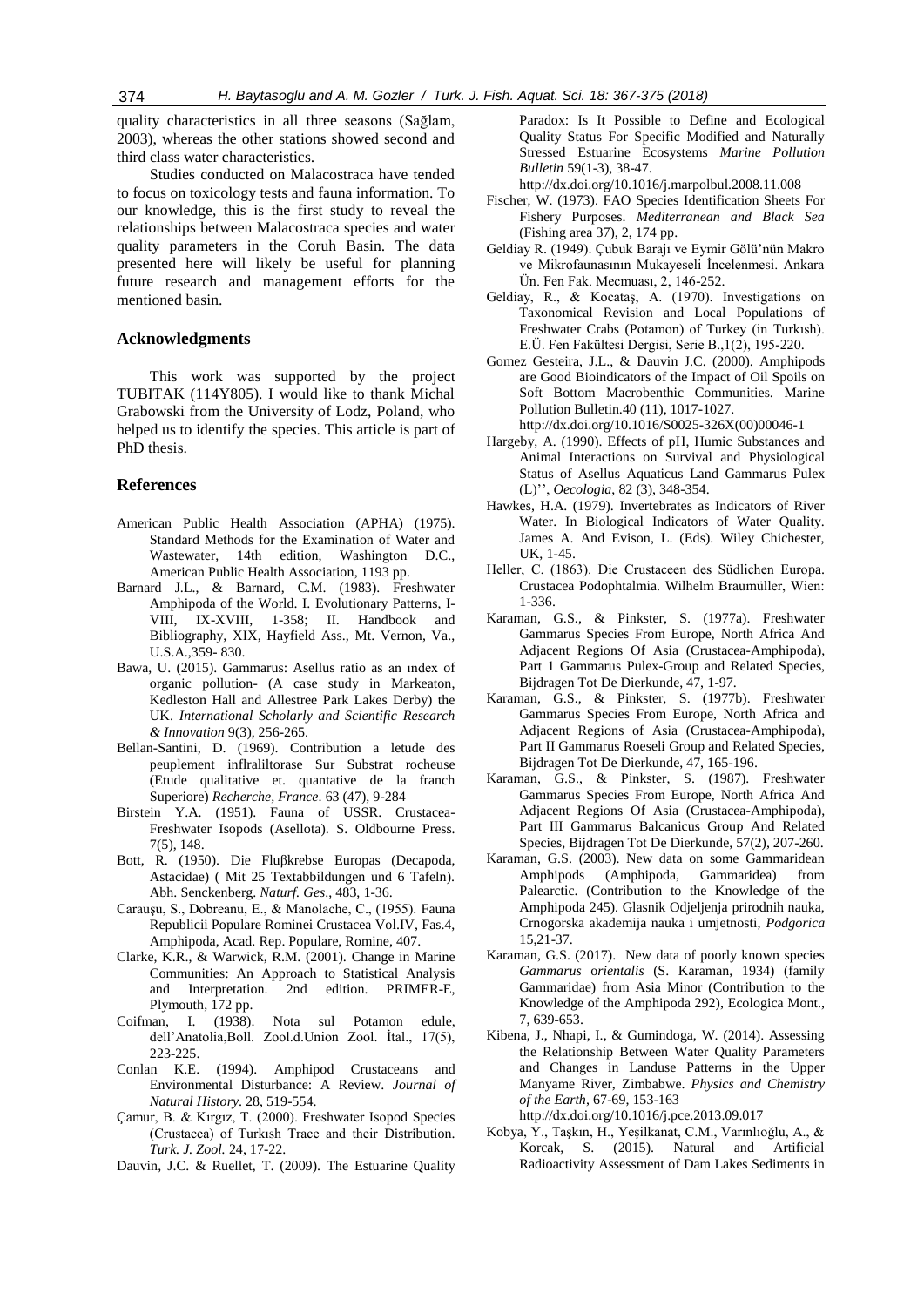quality characteristics in all three seasons (Sağlam, 2003), whereas the other stations showed second and third class water characteristics.

Studies conducted on Malacostraca have tended to focus on toxicology tests and fauna information. To our knowledge, this is the first study to reveal the relationships between Malacostraca species and water quality parameters in the Coruh Basin. The data presented here will likely be useful for planning future research and management efforts for the mentioned basin.

## Acknowledgments

This work was supported by the project TUBITAK (114Y805). I would like to thank Michal Grabowski from the University of Lodz, Poland, who helped us to identify the species. This article is part of PhD thesis.

## References

American Public Health Association (APHA) (1975). Standard Methods for the Examination of Water and Wastewater, 14th edition, Washington D.C., American Public Health Association, 1193 pp.

Barnard J.L., & Barnard, C.M. (1983). Freshwater Amphipoda of the World. I. Evolutionary Patterns, I-VIII, IX-XVIII, 1-358; II. Handbook and Bibliography, XIX, Hayfield Ass., Mt. Vernon, Va., U.S.A.,359- 830.

Bawa, U. (2015). Gammarus: Asellus ratio as an ındex of organic pollution- (A case study in Markeaton, Kedleston Hall and Allestree Park Lakes Derby) the UK. *International Scholarly and Scientific Research & Innovation* 9(3), 256-265.

Bellan-Santini, D. (1969). Contribution a letude des peuplement inflralilтorase Sur Substrat rocheuse (Etude qualitative et. quantative de la franch Superiore) *Recherche, France*. 63 (47), 9-284

Birstein Y.A. (1951). Fauna of USSR. Crustacea-Freshwater Isopods (Asellota). S. Oldbourne Press. 7(5), 148.

Bott, R. (1950). Die Fluβkrebse Europas (Decapoda, Astacidae) ( Mit 25 Textabbildungen und 6 Tafeln). Abh. Senckenberg. *Naturf. Ges*., 483, 1-36.

Carauşu, S., Dobreanu, E., & Manolache, C., (1955). Fauna Republicii Populare Rominei Crustacea Vol.IV, Fas.4, Amphipoda, Acad. Rep. Populare, Romine, 407.

Clarke, K.R., & Warwick, R.M. (2001). Change in Marine Communities: An Approach to Statistical Analysis and Interpretation. 2nd edition. PRIMER-E, Plymouth, 172 pp.

Coifman, I. (1938). Nota sul Potamon edule, dell'Anatolia,Boll. Zool.d.Union Zool. İtal., 17(5), 223-225.

Conlan K.E. (1994). Amphipod Crustaceans and Environmental Disturbance: A Review. *Journal of Natural History*. 28, 519-554.

Çamur, B. & Kırgız, T. (2000). Freshwater Isopod Species (Crustacea) of Turkısh Trace and their Distribution. *Turk. J. Zool.* 24, 17-22.

Dauvin, J.C. & Ruellet, T. (2009). The Estuarine Quality Paradox: Is It Possible to Define and Ecological Quality Status For Specific Modified and Naturally Stressed Estuarine Ecosystems *Marine Pollution Bulletin* 59(1-3), 38-47. http://dx.doi.org/10.1016/j.marpolbul.2008.11.008

Fischer, W. (1973). FAO Species Identification Sheets For Fishery Purposes. *Mediterranean and Black Sea* (Fishing area 37), 2, 174 pp.

Geldiay R. (1949). Çubuk Barajı ve Eymir Gölü'nün Makro ve Mikrofaunasının Mukayeseli İncelenmesi. Ankara Ün. Fen Fak. Mecmuası, 2, 146-252.

Geldiay, R., & Kocataş, A. (1970). Investigations on Taxonomical Revision and Local Populations of Freshwater Crabs (Potamon) of Turkey (in Turkısh). E.Ü. Fen Fakültesi Dergisi, Serie B.,1(2), 195-220.

Gomez Gesteira, J.L., & Dauvin J.C. (2000). Amphipods are Good Bioindicators of the Impact of Oil Spoils on Soft Bottom Macrobenthic Communities. Marine Pollution Bulletin.40 (11), 1017-1027. http://dx.doi.org/10.1016/S0025-326X(00)00046-1

Hargeby, A. (1990). Effects of pH, Humic Substances and Animal Interactions on Survival and Physiological Status of Asellus Aquaticus Land Gammarus Pulex (L)'', *Oecologia*, 82 (3), 348-354.

Hawkes, H.A. (1979). Invertebrates as Indicators of River Water. In Biological Indicators of Water Quality. James A. And Evison, L. (Eds). Wiley Chichester, UK, 1-45.

Heller, C. (1863). Die Crustaceen des Südlichen Europa. Crustacea Podophtalmia. Wilhelm Braumüller, Wien: 1-336.

Karaman, G.S., & Pinkster, S. (1977a). Freshwater Gammarus Species From Europe, North Africa And Adjacent Regions Of Asia (Crustacea-Amphipoda), Part 1 Gammarus Pulex-Group and Related Species, Bijdragen Tot De Dierkunde, 47, 1-97.

Karaman, G.S., & Pinkster, S. (1977b). Freshwater Gammarus Species From Europe, North Africa and Adjacent Regions of Asia (Crustacea-Amphipoda), Part II Gammarus Roeseli Group and Related Species, Bijdragen Tot De Dierkunde, 47, 165-196.

Karaman, G.S., & Pinkster, S. (1987). Freshwater Gammarus Species From Europe, North Africa And Adjacent Regions Of Asia (Crustacea-Amphipoda), Part III Gammarus Balcanicus Group And Related Species, Bijdragen Tot De Dierkunde, 57(2), 207-260.

Karaman, G.S. (2003). New data on some Gammaridean Amphipods (Amphipoda, Gammaridea) from Palearctic. (Contribution to the Knowledge of the Amphipoda 245). Glasnik Odjeljenja prirodnih nauka, Crnogorska akademija nauka i umjetnosti, *Podgorica* 15,21-37.

Karaman, G.S. (2017). New data of poorly known species *Gammarus orientalis* (S. Karaman, 1934) (family Gammaridae) from Asia Minor (Contribution to the Knowledge of the Amphipoda 292), Ecologica Mont., 7, 639-653.

Kibena, J., Nhapi, I., & Gumindoga, W. (2014). Assessing the Relationship Between Water Quality Parameters and Changes in Landuse Patterns in the Upper Manyame River, Zimbabwe. *Physics and Chemistry of the Earth*, 67-69, 153-163 http://dx.doi.org/10.1016/j.pce.2013.09.017

Kobya, Y., Taşkın, H., Yeşilkanat, C.M., Varınlıoğlu, A., & Korcak, S. (2015). Natural and Artificial Radioactivity Assessment of Dam Lakes Sediments in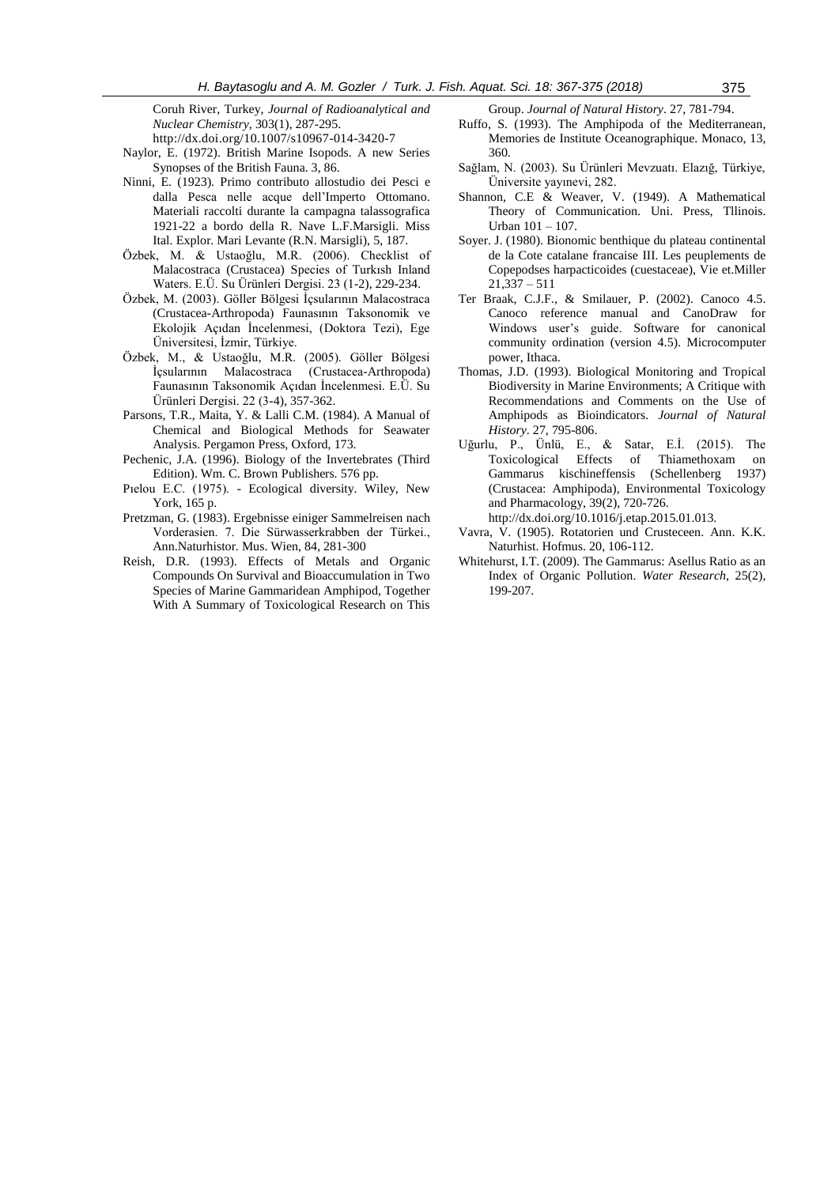Coruh River, Turkey, *Journal of Radioanalytical and Nuclear Chemistry*, 303(1), 287-295. http://dx.doi.org/10.1007/s10967-014-3420-7

Naylor, E. (1972). British Marine Isopods. A new Series Synopses of the British Fauna. 3, 86.

Ninni, E. (1923). Primo contributo allostudio dei Pesci e dalla Pesca nelle acque dell'Imperto Ottomano. Materiali raccolti durante la campagna talassografica 1921-22 a bordo della R. Nave L.F.Marsigli. Miss Ital. Explor. Mari Levante (R.N. Marsigli), 5, 187.

Özbek, M. & Ustaoğlu, M.R. (2006). Checklist of Malacostraca (Crustacea) Species of Turkısh Inland Waters. E.Ü. Su Ürünleri Dergisi. 23 (1-2), 229-234.

Özbek, M. (2003). Göller Bölgesi İçsularının Malacostraca (Crustacea-Arthropoda) Faunasının Taksonomik ve Ekolojik Açıdan İncelenmesi, (Doktora Tezi), Ege Üniversitesi, İzmir, Türkiye.

Özbek, M., & Ustaoğlu, M.R. (2005). Göller Bölgesi İçsularının Malacostraca (Crustacea-Arthropoda) Faunasının Taksonomik Açıdan İncelenmesi. E.Ü. Su Ürünleri Dergisi. 22 (3-4), 357-362.

Parsons, T.R., Maita, Y. & Lalli C.M. (1984). A Manual of Chemical and Biological Methods for Seawater Analysis. Pergamon Press, Oxford, 173.

Pechenic, J.A. (1996). Biology of the Invertebrates (Third Edition). Wm. C. Brown Publishers. 576 pp.

Pıelou E.C. (1975). - Ecological diversity. Wiley, New York, 165 p.

Pretzman, G. (1983). Ergebnisse einiger Sammelreisen nach Vorderasien. 7. Die Sürwasserkrabben der Türkei., Ann.Naturhistor. Mus. Wien, 84, 281-300

Reish, D.R. (1993). Effects of Metals and Organic Compounds On Survival and Bioaccumulation in Two Species of Marine Gammaridean Amphipod, Together With A Summary of Toxicological Research on This Group. *Journal of Natural History*. 27, 781-794.

Ruffo, S. (1993). The Amphipoda of the Mediterranean, Memories de Institute Oceanographique. Monaco, 13, 360.

Sağlam, N. (2003). Su Ürünleri Mevzuatı. Elazığ, Türkiye, Üniversite yayınevi, 282.

Shannon, C.E & Weaver, V. (1949). A Mathematical Theory of Communication. Uni. Press, Tllinois. Urban 101 – 107.

Soyer. J. (1980). Bionomic benthique du plateau continental de la Cote catalane francaise III. Les peuplements de Copepodses harpacticoides (cuestaceae), Vie et.Miller 21,337 – 511

Ter Braak, C.J.F., & Smilauer, P. (2002). Canoco 4.5. Canoco reference manual and CanoDraw for Windows user's guide. Software for canonical community ordination (version 4.5). Microcomputer power, Ithaca.

Thomas, J.D. (1993). Biological Monitoring and Tropical Biodiversity in Marine Environments; A Critique with Recommendations and Comments on the Use of Amphipods as Bioindicators. *Journal of Natural History*. 27, 795-806.

Uğurlu, P., Ünlü, E., & Satar, E.İ. (2015). The Toxicological Effects of Thiamethoxam on Gammarus kischineffensis (Schellenberg 1937) (Crustacea: Amphipoda), Environmental Toxicology and Pharmacology, 39(2), 720-726. http://dx.doi.org/10.1016/j.etap.2015.01.013.

Vavra, V. (1905). Rotatorien und Crusteceen. Ann. K.K. Naturhist. Hofmus. 20, 106-112.

Whitehurst, I.T. (2009). The Gammarus: Asellus Ratio as an Index of Organic Pollution. *Water Research*, 25(2), 199-207.